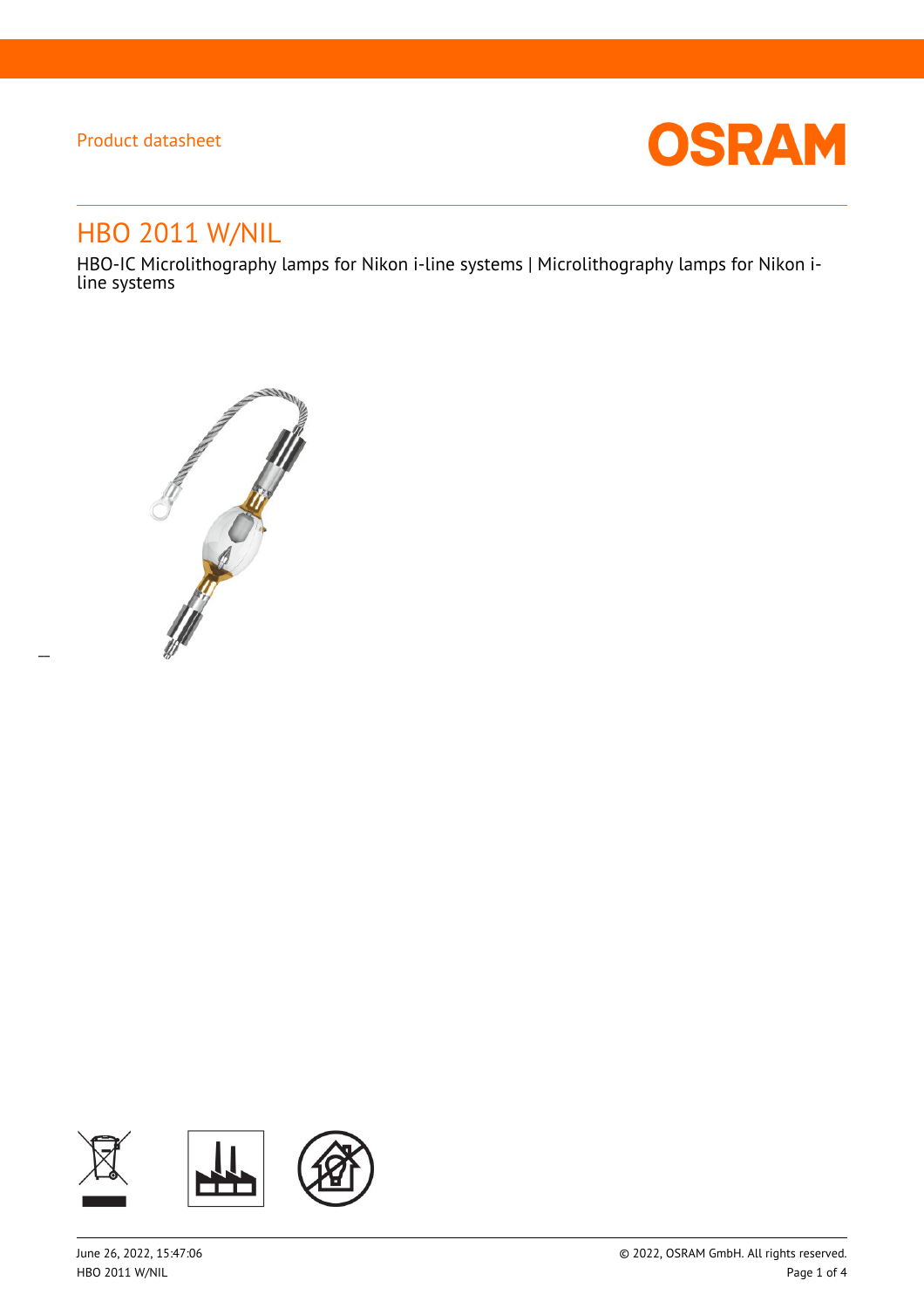Product datasheet

# HBO 2011 W/NIL

HBO-IC Microlithography lamps for Nikon i-line systems | Microlithography lamps for Nikon i-line systems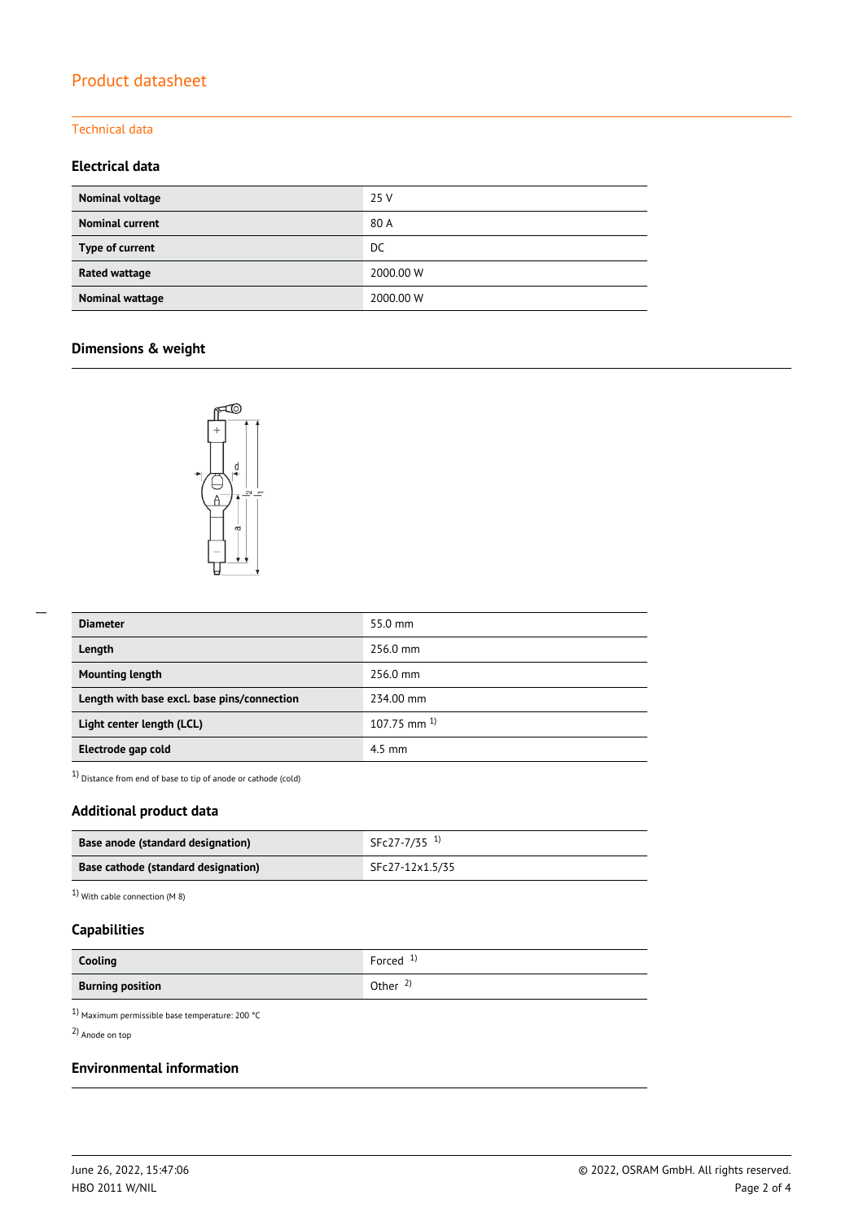# Product datasheet

## Technical data

### Electrical data

| Nominal voltage | 25 V |
|---|---|
| Nominal current | 80 A |
| Type of current | DC |
| Rated wattage | 2000.00 W |
| Nominal wattage | 2000.00 W |

### Dimensions & weight

| Diameter | 55.0 mm |
|---|---|
| Length | 256.0 mm |
| Mounting length | 256.0 mm |
| Length with base excl. base pins/connection | 234.00 mm |
| Light center length (LCL) | 107.75 mm [1] |
| Electrode gap cold | 4.5 mm |

[1] Distance from end of base to tip of anode or cathode (cold)

### Additional product data

| Base anode (standard designation) | SFc27-7/35 [1] |
|---|---|
| Base cathode (standard designation) | SFc27-12x1.5/35 |

[1] With cable connection (M 8)

### Capabilities

| Cooling | Forced [1] |
|---|---|
| Burning position | Other [2] |

[1] Maximum permissible base temperature: 200 °C

[2] Anode on top

### Environmental information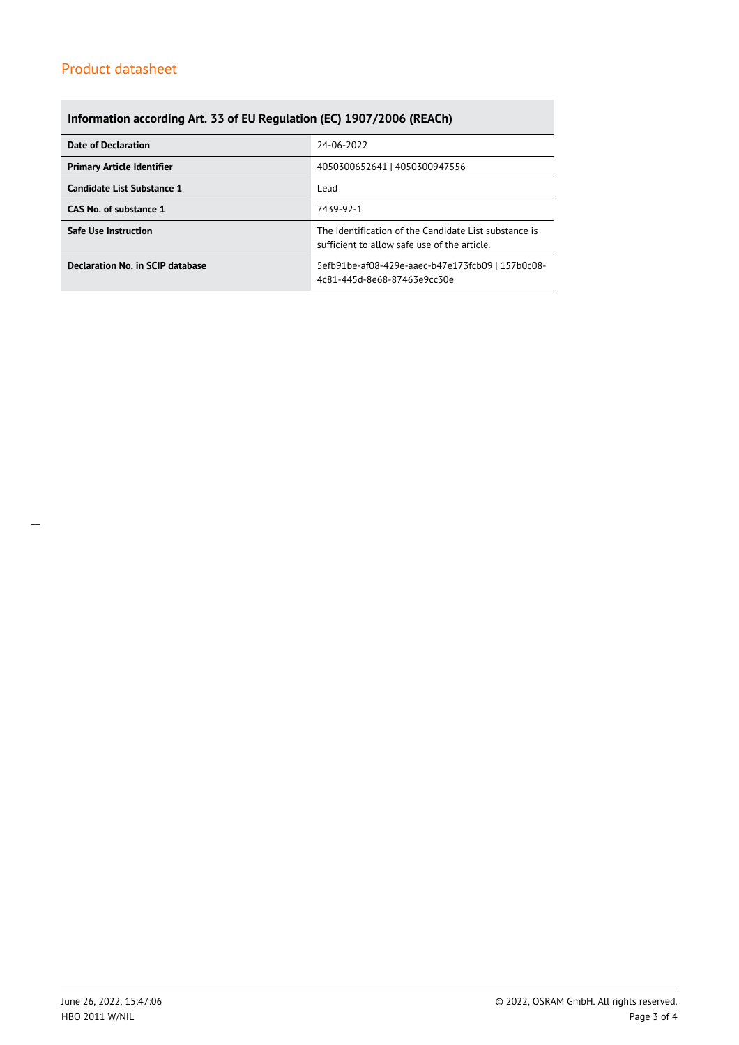## Information according Art. 33 of EU Regulation (EC) 1907/2006 (REACh)

| | |
|---|---|
| **Date of Declaration** | 24-06-2022 |
| **Primary Article Identifier** | 4050300652641 \| 4050300947556 |
| **Candidate List Substance 1** | Lead |
| **CAS No. of substance 1** | 7439-92-1 |
| **Safe Use Instruction** | The identification of the Candidate List substance is sufficient to allow safe use of the article. |
| **Declaration No. in SCIP database** | 5efb91be-af08-429e-aaec-b47e173fcb09 \| 157b0c08-4c81-445d-8e68-87463e9cc30e |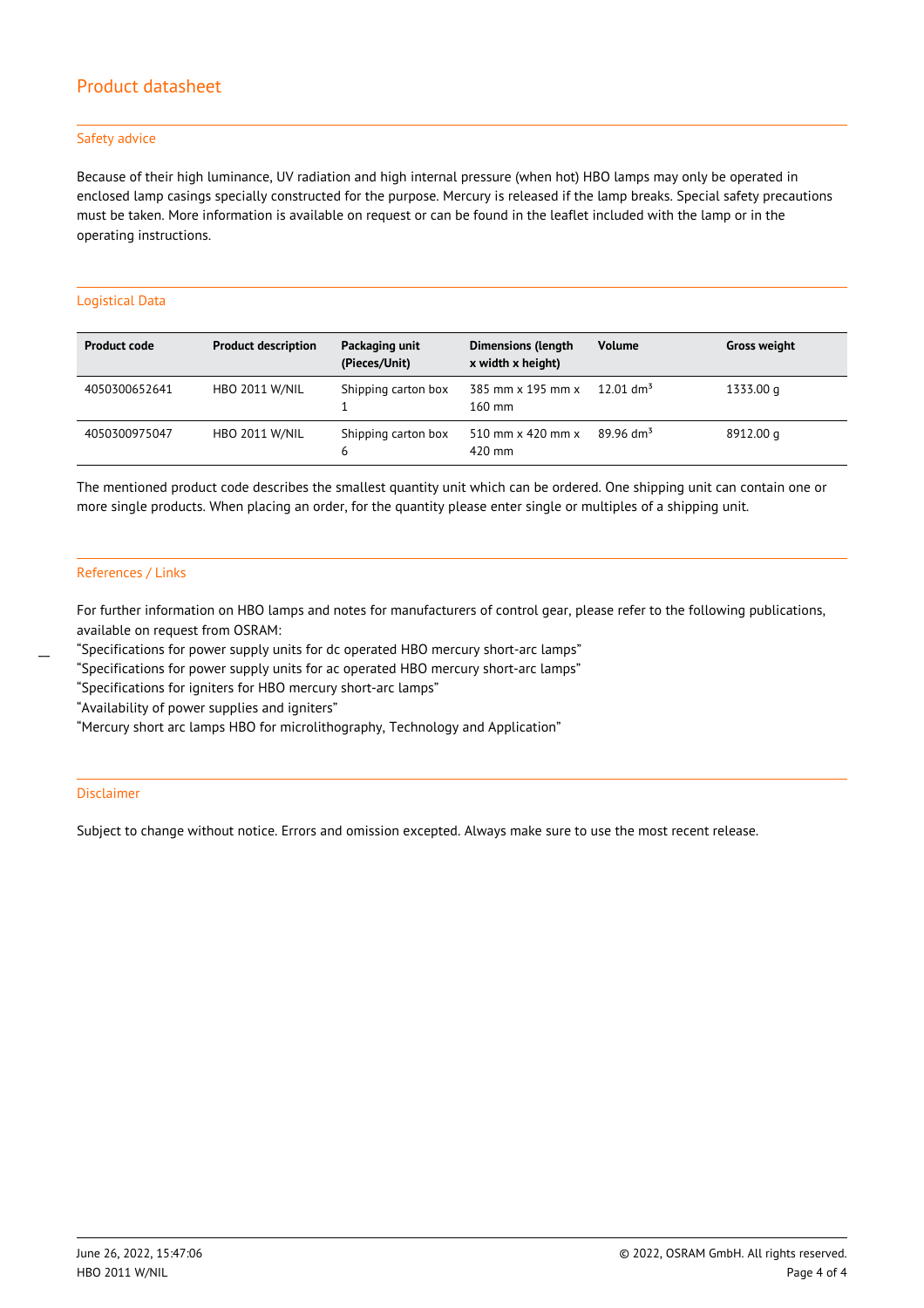# Product datasheet

## Safety advice

Because of their high luminance, UV radiation and high internal pressure (when hot) HBO lamps may only be operated in enclosed lamp casings specially constructed for the purpose. Mercury is released if the lamp breaks. Special safety precautions must be taken. More information is available on request or can be found in the leaflet included with the lamp or in the operating instructions.

## Logistical Data

| Product code | Product description | Packaging unit (Pieces/Unit) | Dimensions (length x width x height) | Volume | Gross weight |
|---|---|---|---|---|---|
| 4050300652641 | HBO 2011 W/NIL | Shipping carton box 1 | 385 mm x 195 mm x 160 mm | 12.01 $dm^3$ | 1333.00 g |
| 4050300975047 | HBO 2011 W/NIL | Shipping carton box 6 | 510 mm x 420 mm x 420 mm | 89.96 $dm^3$ | 8912.00 g |

The mentioned product code describes the smallest quantity unit which can be ordered. One shipping unit can contain one or more single products. When placing an order, for the quantity please enter single or multiples of a shipping unit.

## References / Links

For further information on HBO lamps and notes for manufacturers of control gear, please refer to the following publications, available on request from OSRAM:
"Specifications for power supply units for dc operated HBO mercury short-arc lamps"
"Specifications for power supply units for ac operated HBO mercury short-arc lamps"
"Specifications for igniters for HBO mercury short-arc lamps"
"Availability of power supplies and igniters"
"Mercury short arc lamps HBO for microlithography, Technology and Application"

## Disclaimer

Subject to change without notice. Errors and omission excepted. Always make sure to use the most recent release.